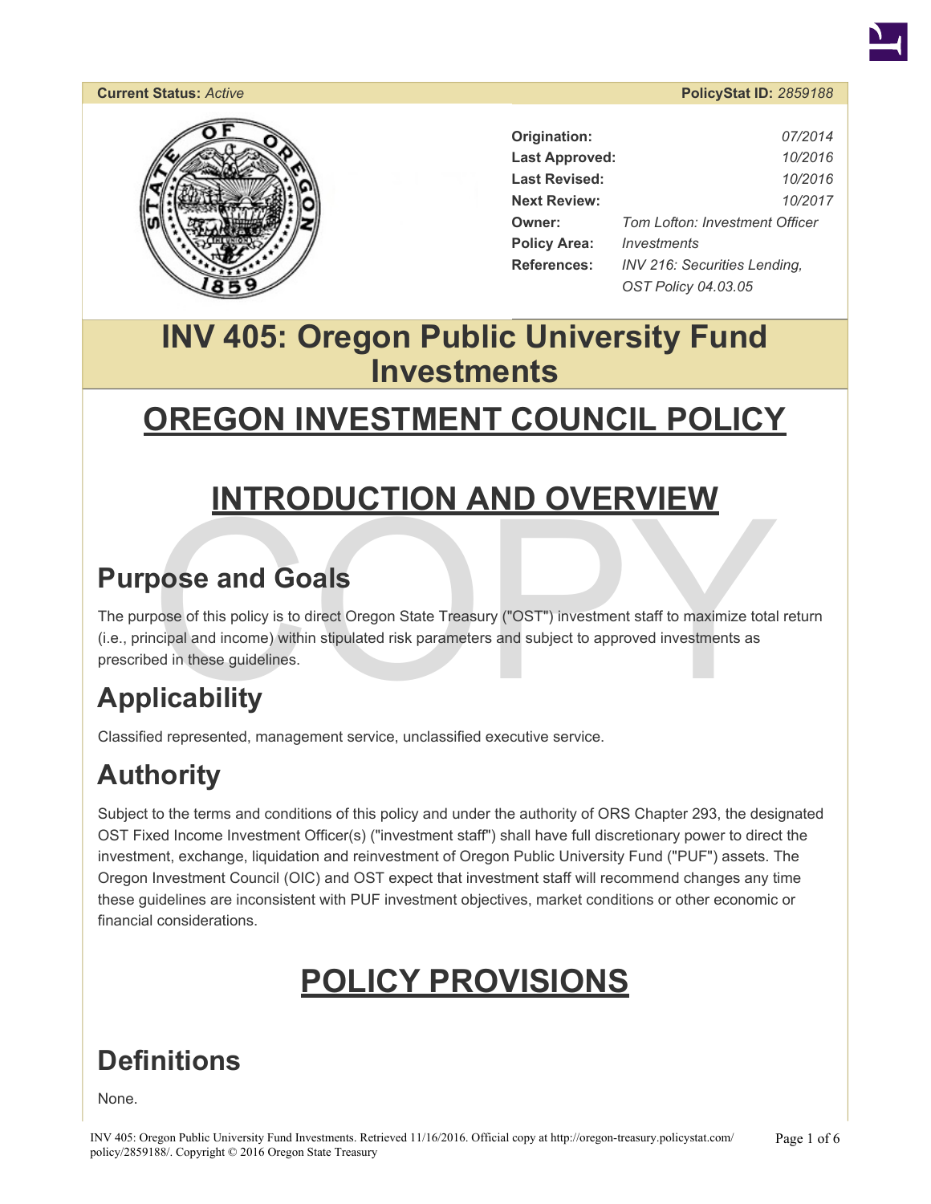**Current Status:** *Active* **PolicyStat ID:** *2859188*

| | |
|---|---|
| **Origination:** | *07/2014* |
| **Last Approved:** | *10/2016* |
| **Last Revised:** | *10/2016* |
| **Next Review:** | *10/2017* |
| **Owner:** | *Tom Lofton: Investment Officer* |
| **Policy Area:** | *Investments* |
| **References:** | *INV 216: Securities Lending, OST Policy 04.03.05* |

# INV 405: Oregon Public University Fund Investments

# OREGON INVESTMENT COUNCIL POLICY

# INTRODUCTION AND OVERVIEW

## Purpose and Goals

The purpose of this policy is to direct Oregon State Treasury ("OST") investment staff to maximize total return (i.e., principal and income) within stipulated risk parameters and subject to approved investments as prescribed in these guidelines.

## Applicability

Classified represented, management service, unclassified executive service.

## Authority

Subject to the terms and conditions of this policy and under the authority of ORS Chapter 293, the designated OST Fixed Income Investment Officer(s) ("investment staff") shall have full discretionary power to direct the investment, exchange, liquidation and reinvestment of Oregon Public University Fund ("PUF") assets. The Oregon Investment Council (OIC) and OST expect that investment staff will recommend changes any time these guidelines are inconsistent with PUF investment objectives, market conditions or other economic or financial considerations.

# POLICY PROVISIONS

## Definitions

None.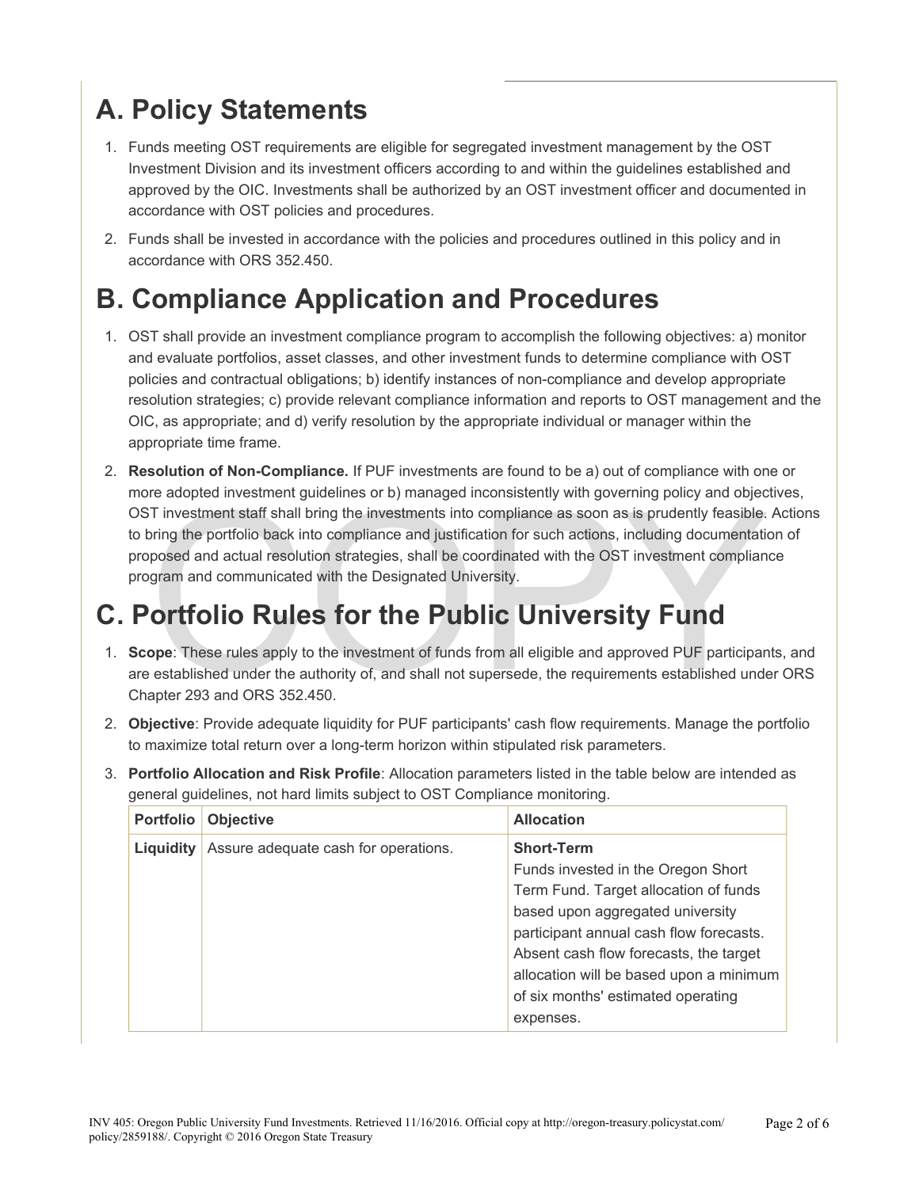# A. Policy Statements

1. Funds meeting OST requirements are eligible for segregated investment management by the OST Investment Division and its investment officers according to and within the guidelines established and approved by the OIC. Investments shall be authorized by an OST investment officer and documented in accordance with OST policies and procedures.
2. Funds shall be invested in accordance with the policies and procedures outlined in this policy and in accordance with ORS 352.450.

# B. Compliance Application and Procedures

1. OST shall provide an investment compliance program to accomplish the following objectives: a) monitor and evaluate portfolios, asset classes, and other investment funds to determine compliance with OST policies and contractual obligations; b) identify instances of non-compliance and develop appropriate resolution strategies; c) provide relevant compliance information and reports to OST management and the OIC, as appropriate; and d) verify resolution by the appropriate individual or manager within the appropriate time frame.
2. **Resolution of Non-Compliance.** If PUF investments are found to be a) out of compliance with one or more adopted investment guidelines or b) managed inconsistently with governing policy and objectives, OST investment staff shall bring the investments into compliance as soon as is prudently feasible. Actions to bring the portfolio back into compliance and justification for such actions, including documentation of proposed and actual resolution strategies, shall be coordinated with the OST investment compliance program and communicated with the Designated University.

# C. Portfolio Rules for the Public University Fund

1. **Scope**: These rules apply to the investment of funds from all eligible and approved PUF participants, and are established under the authority of, and shall not supersede, the requirements established under ORS Chapter 293 and ORS 352.450.
2. **Objective**: Provide adequate liquidity for PUF participants' cash flow requirements. Manage the portfolio to maximize total return over a long-term horizon within stipulated risk parameters.
3. **Portfolio Allocation and Risk Profile**: Allocation parameters listed in the table below are intended as general guidelines, not hard limits subject to OST Compliance monitoring.

| Portfolio | Objective | Allocation |
|---|---|---|
| **Liquidity** | Assure adequate cash for operations. | **Short-Term**<br>Funds invested in the Oregon Short Term Fund. Target allocation of funds based upon aggregated university participant annual cash flow forecasts. Absent cash flow forecasts, the target allocation will be based upon a minimum of six months' estimated operating expenses. |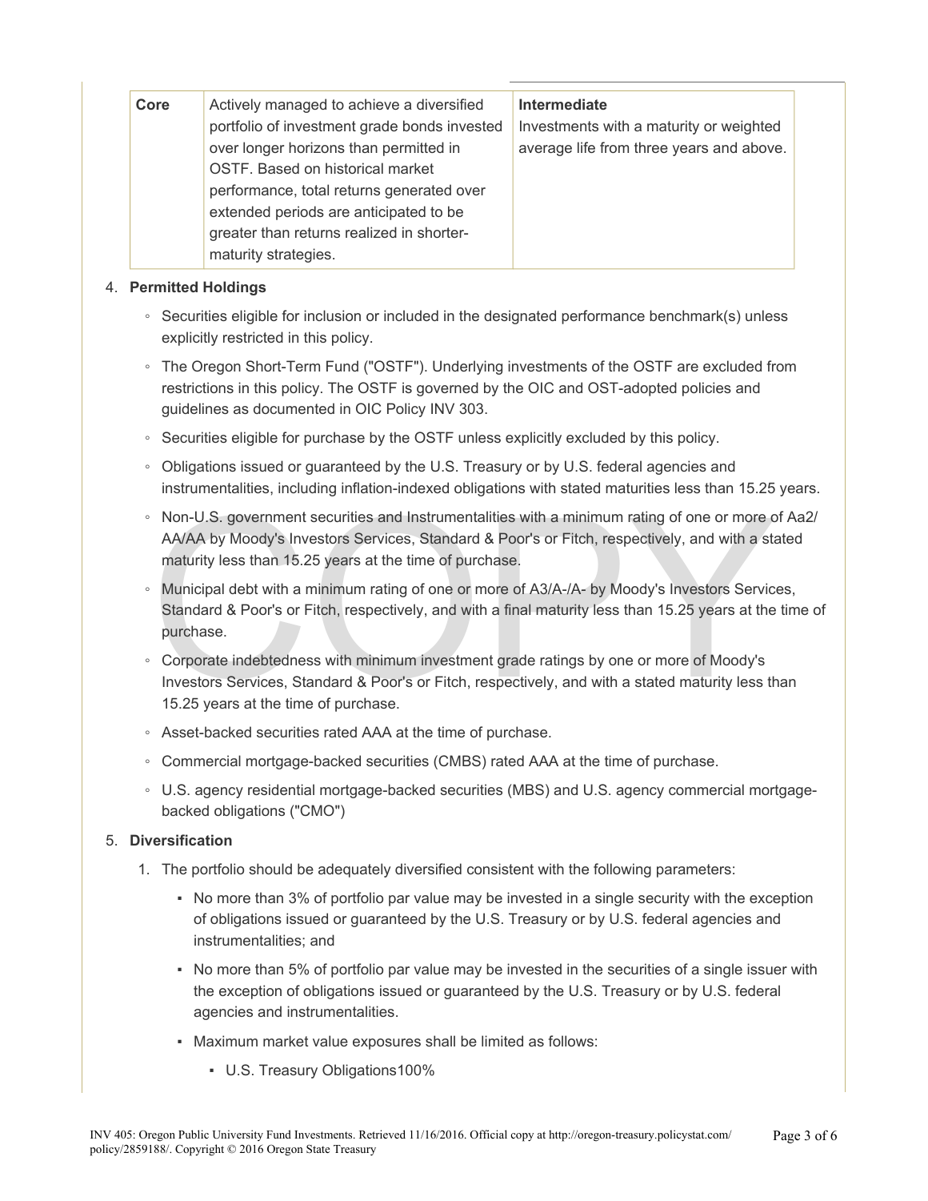| Core | Actively managed to achieve a diversified portfolio of investment grade bonds invested over longer horizons than permitted in OSTF. Based on historical market performance, total returns generated over extended periods are anticipated to be greater than returns realized in shorter-maturity strategies. | **Intermediate** Investments with a maturity or weighted average life from three years and above. |
|---|---|---|

4. **Permitted Holdings**
   - Securities eligible for inclusion or included in the designated performance benchmark(s) unless explicitly restricted in this policy.
   - The Oregon Short-Term Fund ("OSTF"). Underlying investments of the OSTF are excluded from restrictions in this policy. The OSTF is governed by the OIC and OST-adopted policies and guidelines as documented in OIC Policy INV 303.
   - Securities eligible for purchase by the OSTF unless explicitly excluded by this policy.
   - Obligations issued or guaranteed by the U.S. Treasury or by U.S. federal agencies and instrumentalities, including inflation-indexed obligations with stated maturities less than 15.25 years.
   - Non-U.S. government securities and Instrumentalities with a minimum rating of one or more of Aa2/AA/AA by Moody's Investors Services, Standard & Poor's or Fitch, respectively, and with a stated maturity less than 15.25 years at the time of purchase.
   - Municipal debt with a minimum rating of one or more of A3/A-/A- by Moody's Investors Services, Standard & Poor's or Fitch, respectively, and with a final maturity less than 15.25 years at the time of purchase.
   - Corporate indebtedness with minimum investment grade ratings by one or more of Moody's Investors Services, Standard & Poor's or Fitch, respectively, and with a stated maturity less than 15.25 years at the time of purchase.
   - Asset-backed securities rated AAA at the time of purchase.
   - Commercial mortgage-backed securities (CMBS) rated AAA at the time of purchase.
   - U.S. agency residential mortgage-backed securities (MBS) and U.S. agency commercial mortgage-backed obligations ("CMO")

5. **Diversification**
   1. The portfolio should be adequately diversified consistent with the following parameters:
      - No more than 3% of portfolio par value may be invested in a single security with the exception of obligations issued or guaranteed by the U.S. Treasury or by U.S. federal agencies and instrumentalities; and
      - No more than 5% of portfolio par value may be invested in the securities of a single issuer with the exception of obligations issued or guaranteed by the U.S. Treasury or by U.S. federal agencies and instrumentalities.
      - Maximum market value exposures shall be limited as follows:
        - U.S. Treasury Obligations100%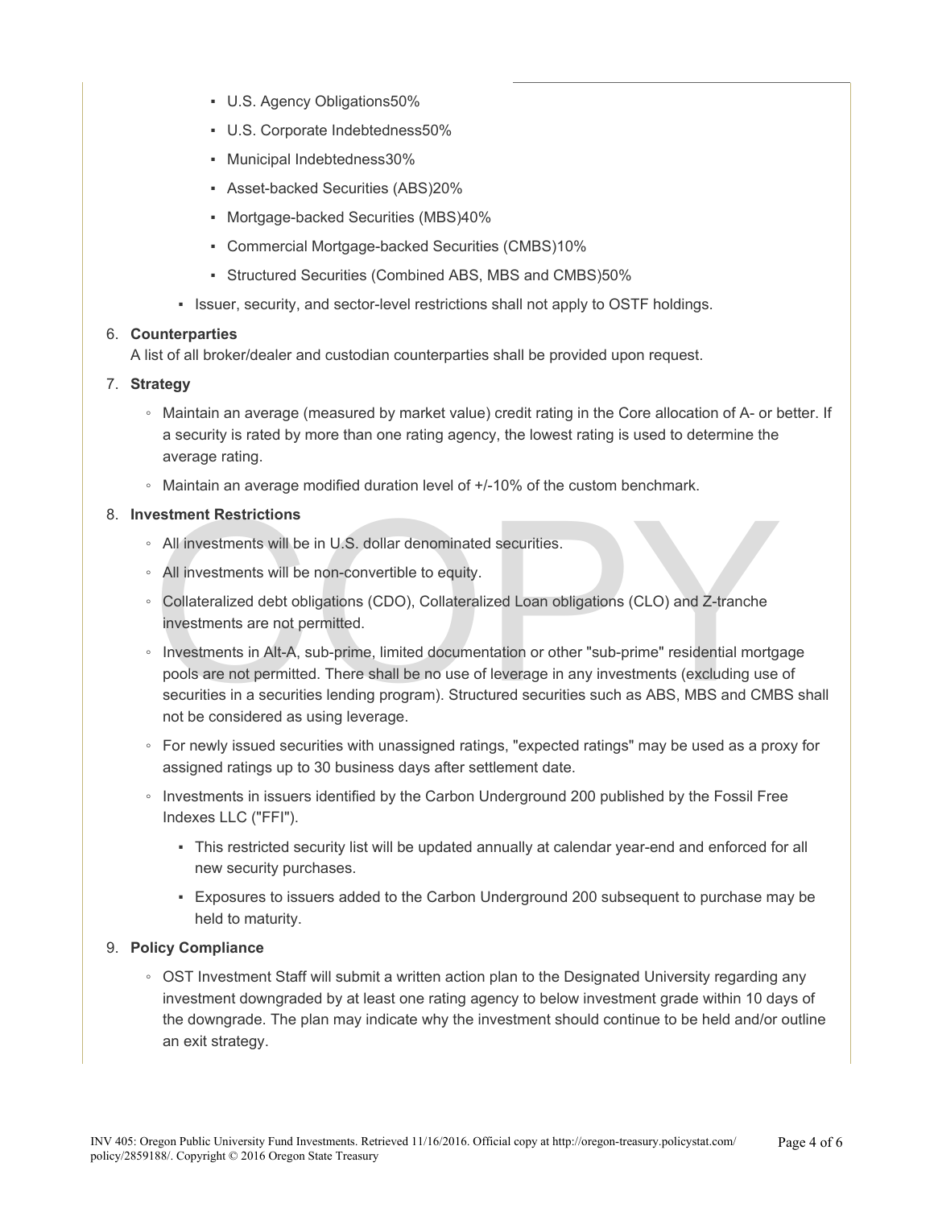- U.S. Agency Obligations50%
  - U.S. Corporate Indebtedness50%
  - Municipal Indebtedness30%
  - Asset-backed Securities (ABS)20%
  - Mortgage-backed Securities (MBS)40%
  - Commercial Mortgage-backed Securities (CMBS)10%
  - Structured Securities (Combined ABS, MBS and CMBS)50%
- Issuer, security, and sector-level restrictions shall not apply to OSTF holdings.

6. **Counterparties**
   A list of all broker/dealer and custodian counterparties shall be provided upon request.

7. **Strategy**
   - Maintain an average (measured by market value) credit rating in the Core allocation of A- or better. If a security is rated by more than one rating agency, the lowest rating is used to determine the average rating.
   - Maintain an average modified duration level of +/-10% of the custom benchmark.

8. **Investment Restrictions**
   - All investments will be in U.S. dollar denominated securities.
   - All investments will be non-convertible to equity.
   - Collateralized debt obligations (CDO), Collateralized Loan obligations (CLO) and Z-tranche investments are not permitted.
   - Investments in Alt-A, sub-prime, limited documentation or other "sub-prime" residential mortgage pools are not permitted. There shall be no use of leverage in any investments (excluding use of securities in a securities lending program). Structured securities such as ABS, MBS and CMBS shall not be considered as using leverage.
   - For newly issued securities with unassigned ratings, "expected ratings" may be used as a proxy for assigned ratings up to 30 business days after settlement date.
   - Investments in issuers identified by the Carbon Underground 200 published by the Fossil Free Indexes LLC ("FFI").
     - This restricted security list will be updated annually at calendar year-end and enforced for all new security purchases.
     - Exposures to issuers added to the Carbon Underground 200 subsequent to purchase may be held to maturity.

9. **Policy Compliance**
   - OST Investment Staff will submit a written action plan to the Designated University regarding any investment downgraded by at least one rating agency to below investment grade within 10 days of the downgrade. The plan may indicate why the investment should continue to be held and/or outline an exit strategy.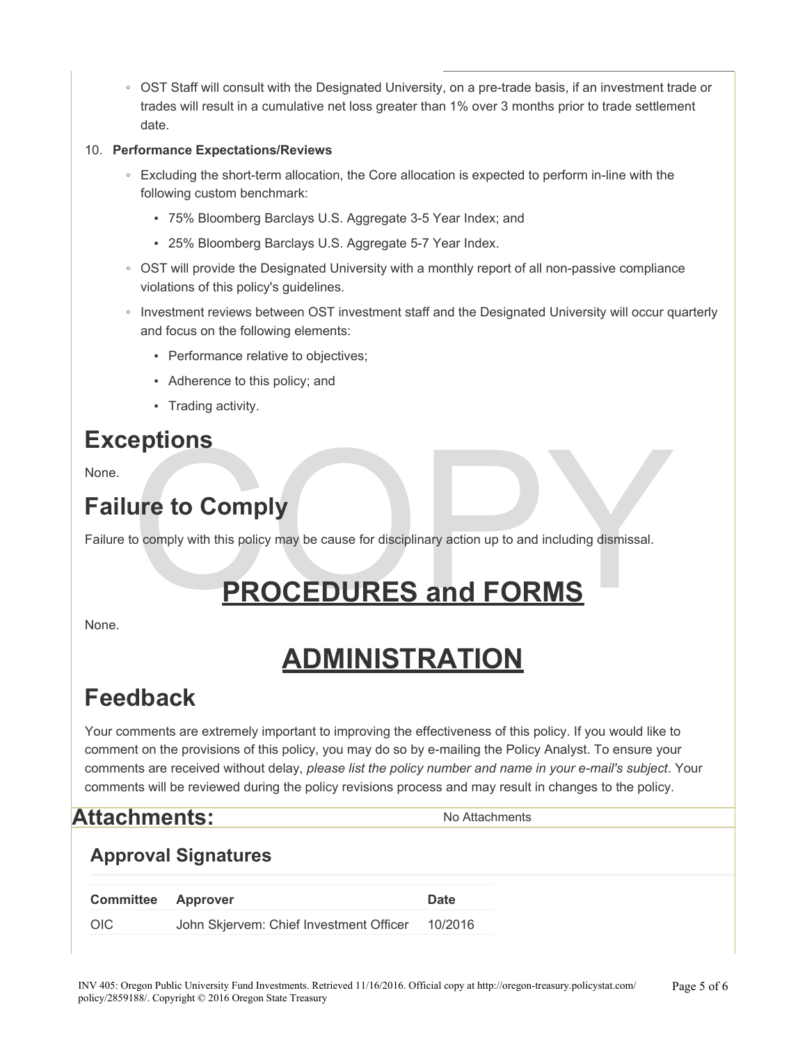- OST Staff will consult with the Designated University, on a pre-trade basis, if an investment trade or trades will result in a cumulative net loss greater than 1% over 3 months prior to trade settlement date.

10. **Performance Expectations/Reviews**
    - Excluding the short-term allocation, the Core allocation is expected to perform in-line with the following custom benchmark:
      - 75% Bloomberg Barclays U.S. Aggregate 3-5 Year Index; and
      - 25% Bloomberg Barclays U.S. Aggregate 5-7 Year Index.
    - OST will provide the Designated University with a monthly report of all non-passive compliance violations of this policy's guidelines.
    - Investment reviews between OST investment staff and the Designated University will occur quarterly and focus on the following elements:
      - Performance relative to objectives;
      - Adherence to this policy; and
      - Trading activity.

## Exceptions

None.

## Failure to Comply

Failure to comply with this policy may be cause for disciplinary action up to and including dismissal.

# PROCEDURES and FORMS

None.

# ADMINISTRATION

## Feedback

Your comments are extremely important to improving the effectiveness of this policy. If you would like to comment on the provisions of this policy, you may do so by e-mailing the Policy Analyst. To ensure your comments are received without delay, *please list the policy number and name in your e-mail's subject*. Your comments will be reviewed during the policy revisions process and may result in changes to the policy.

## Attachments:

No Attachments

### Approval Signatures

| Committee | Approver | Date |
|---|---|---|
| OIC | John Skjervem: Chief Investment Officer | 10/2016 |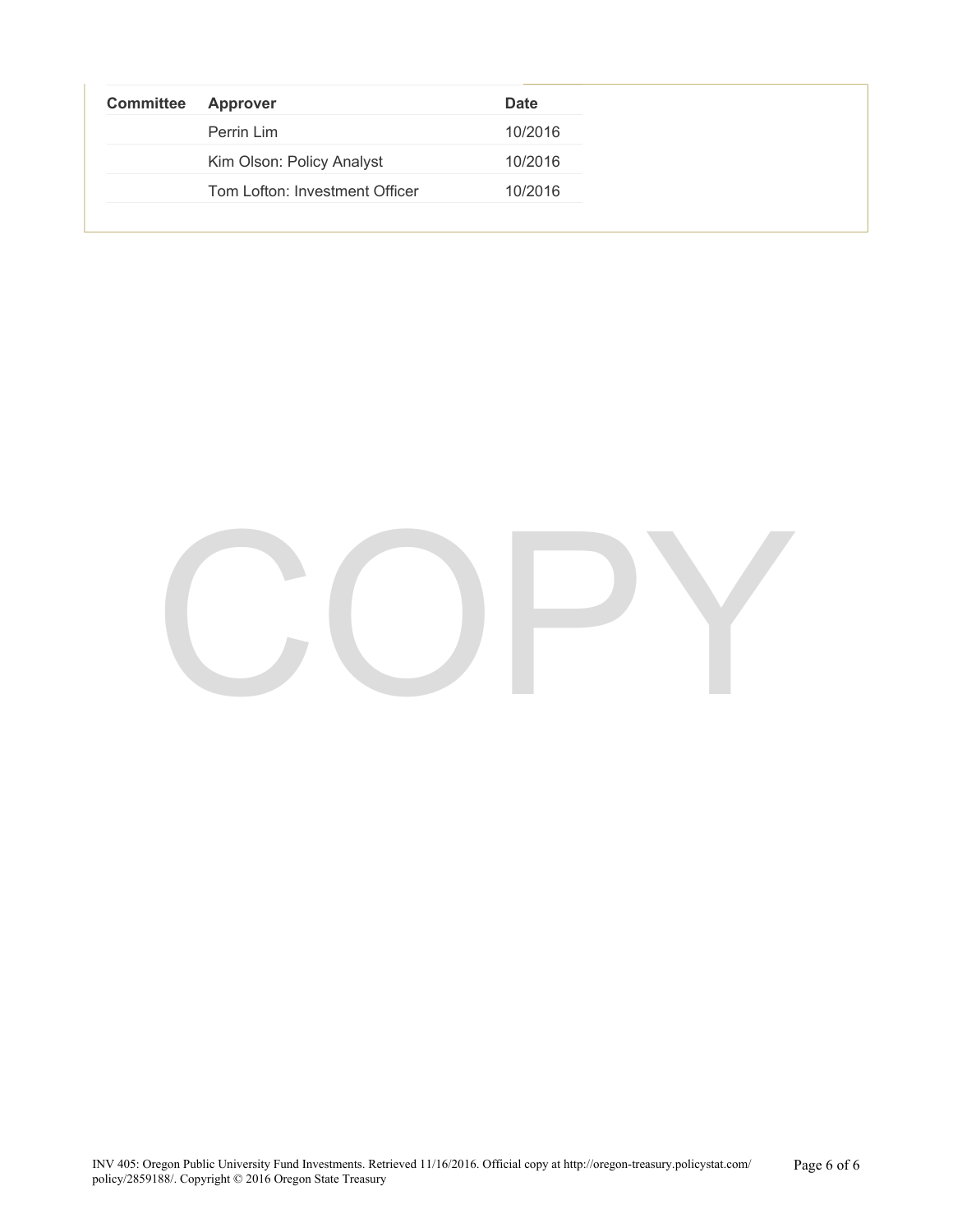| Committee | Approver | Date |
| --- | --- | --- |
| | Perrin Lim | 10/2016 |
| | Kim Olson: Policy Analyst | 10/2016 |
| | Tom Lofton: Investment Officer | 10/2016 |